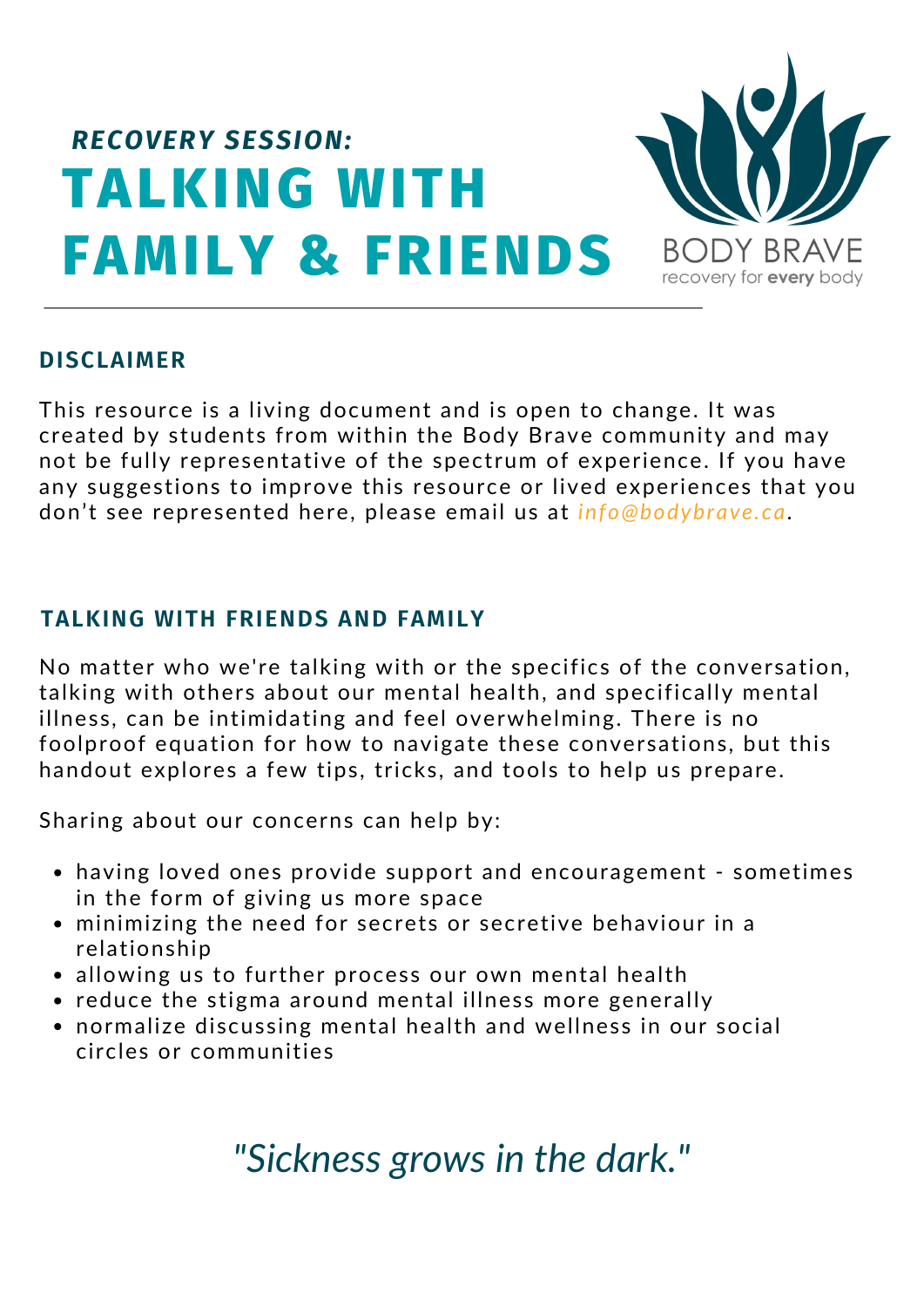*RECOVERY SESSION:*

# TALKING WITH FAMILY & FRIENDS

BODY BRAVE

recovery for **every** body

## DISCLAIMER

This resource is a living document and is open to change. It was created by students from within the Body Brave community and may not be fully representative of the spectrum of experience. If you have any suggestions to improve this resource or lived experiences that you don't see represented here, please email us at *info@bodybrave.ca*.

## TALKING WITH FRIENDS AND FAMILY

No matter who we're talking with or the specifics of the conversation, talking with others about our mental health, and specifically mental illness, can be intimidating and feel overwhelming. There is no foolproof equation for how to navigate these conversations, but this handout explores a few tips, tricks, and tools to help us prepare.

Sharing about our concerns can help by:

- having loved ones provide support and encouragement - sometimes in the form of giving us more space
- minimizing the need for secrets or secretive behaviour in a relationship
- allowing us to further process our own mental health
- reduce the stigma around mental illness more generally
- normalize discussing mental health and wellness in our social circles or communities

*"Sickness grows in the dark."*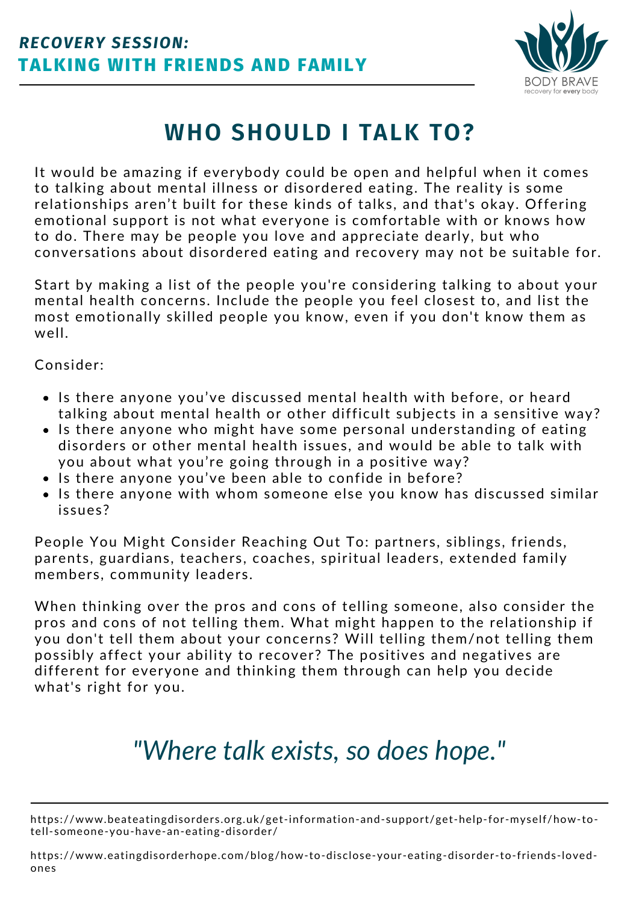*RECOVERY SESSION:*
**TALKING WITH FRIENDS AND FAMILY**

# WHO SHOULD I TALK TO?

It would be amazing if everybody could be open and helpful when it comes to talking about mental illness or disordered eating. The reality is some relationships aren't built for these kinds of talks, and that's okay. Offering emotional support is not what everyone is comfortable with or knows how to do. There may be people you love and appreciate dearly, but who conversations about disordered eating and recovery may not be suitable for.

Start by making a list of the people you're considering talking to about your mental health concerns. Include the people you feel closest to, and list the most emotionally skilled people you know, even if you don't know them as well.

Consider:

- Is there anyone you've discussed mental health with before, or heard talking about mental health or other difficult subjects in a sensitive way?
- Is there anyone who might have some personal understanding of eating disorders or other mental health issues, and would be able to talk with you about what you're going through in a positive way?
- Is there anyone you've been able to confide in before?
- Is there anyone with whom someone else you know has discussed similar issues?

People You Might Consider Reaching Out To: partners, siblings, friends, parents, guardians, teachers, coaches, spiritual leaders, extended family members, community leaders.

When thinking over the pros and cons of telling someone, also consider the pros and cons of not telling them. What might happen to the relationship if you don't tell them about your concerns? Will telling them/not telling them possibly affect your ability to recover? The positives and negatives are different for everyone and thinking them through can help you decide what's right for you.

*"Where talk exists, so does hope."*

---

https://www.beateatingdisorders.org.uk/get-information-and-support/get-help-for-myself/how-to-tell-someone-you-have-an-eating-disorder/

https://www.eatingdisorderhope.com/blog/how-to-disclose-your-eating-disorder-to-friends-loved-ones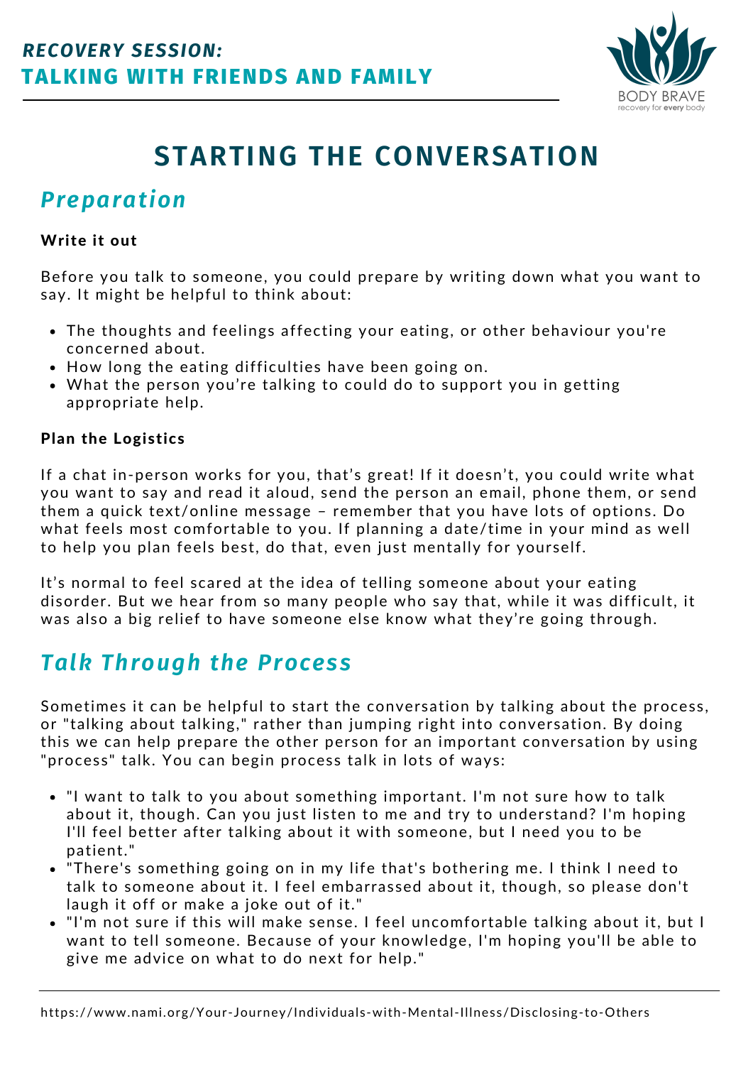**RECOVERY SESSION:**
**TALKING WITH FRIENDS AND FAMILY**

# STARTING THE CONVERSATION

## *Preparation*

**Write it out**

Before you talk to someone, you could prepare by writing down what you want to say. It might be helpful to think about:

- The thoughts and feelings affecting your eating, or other behaviour you're concerned about.
- How long the eating difficulties have been going on.
- What the person you're talking to could do to support you in getting appropriate help.

**Plan the Logistics**

If a chat in-person works for you, that's great! If it doesn't, you could write what you want to say and read it aloud, send the person an email, phone them, or send them a quick text/online message – remember that you have lots of options. Do what feels most comfortable to you. If planning a date/time in your mind as well to help you plan feels best, do that, even just mentally for yourself.

It's normal to feel scared at the idea of telling someone about your eating disorder. But we hear from so many people who say that, while it was difficult, it was also a big relief to have someone else know what they're going through.

## *Talk Through the Process*

Sometimes it can be helpful to start the conversation by talking about the process, or "talking about talking," rather than jumping right into conversation. By doing this we can help prepare the other person for an important conversation by using "process" talk. You can begin process talk in lots of ways:

- "I want to talk to you about something important. I'm not sure how to talk about it, though. Can you just listen to me and try to understand? I'm hoping I'll feel better after talking about it with someone, but I need you to be patient."
- "There's something going on in my life that's bothering me. I think I need to talk to someone about it. I feel embarrassed about it, though, so please don't laugh it off or make a joke out of it."
- "I'm not sure if this will make sense. I feel uncomfortable talking about it, but I want to tell someone. Because of your knowledge, I'm hoping you'll be able to give me advice on what to do next for help."

https://www.nami.org/Your-Journey/Individuals-with-Mental-Illness/Disclosing-to-Others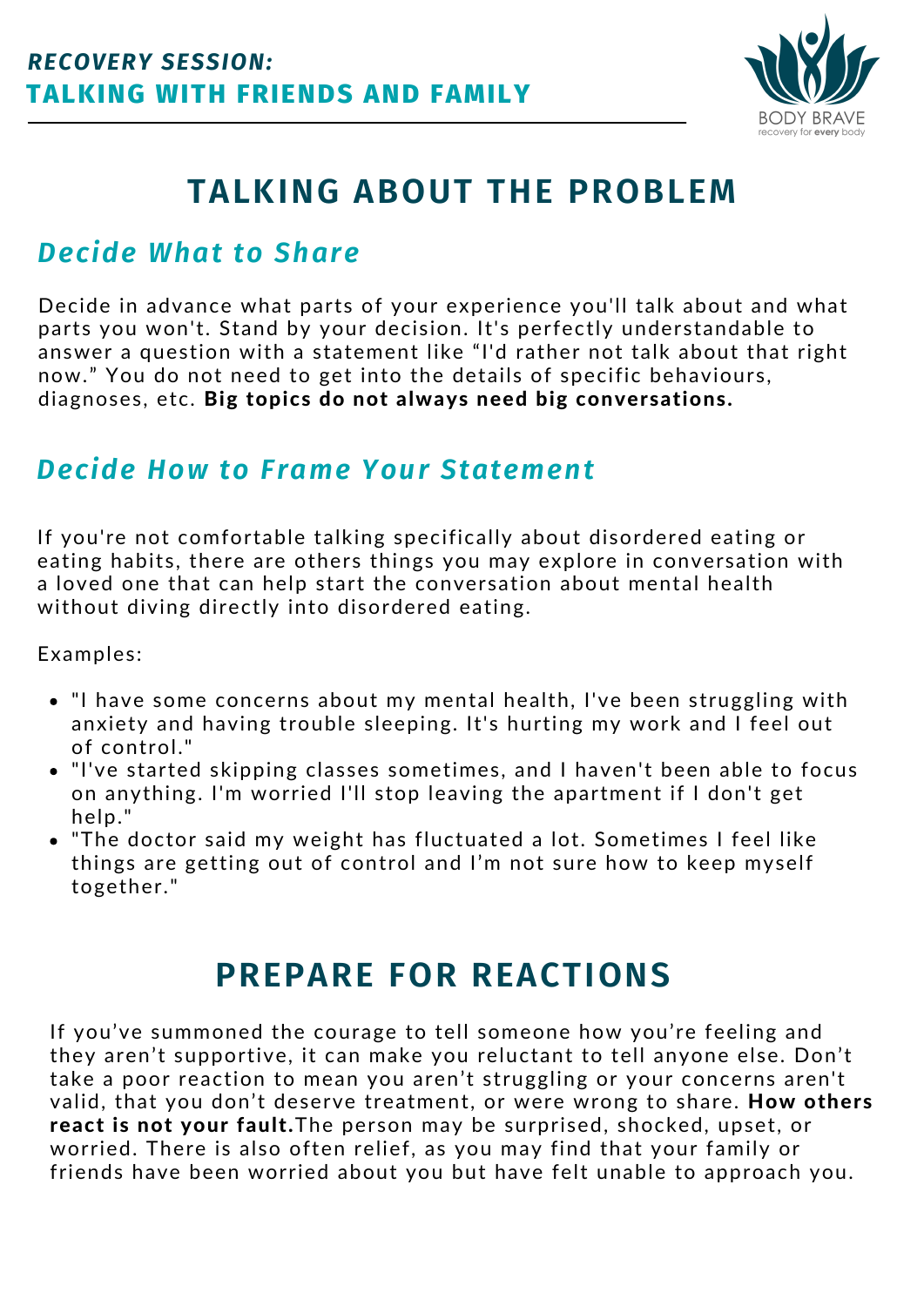# TALKING ABOUT THE PROBLEM

## *Decide What to Share*

Decide in advance what parts of your experience you'll talk about and what parts you won't. Stand by your decision. It's perfectly understandable to answer a question with a statement like "I'd rather not talk about that right now." You do not need to get into the details of specific behaviours, diagnoses, etc. **Big topics do not always need big conversations.**

## *Decide How to Frame Your Statement*

If you're not comfortable talking specifically about disordered eating or eating habits, there are others things you may explore in conversation with a loved one that can help start the conversation about mental health without diving directly into disordered eating.

Examples:

- "I have some concerns about my mental health, I've been struggling with anxiety and having trouble sleeping. It's hurting my work and I feel out of control."
- "I've started skipping classes sometimes, and I haven't been able to focus on anything. I'm worried I'll stop leaving the apartment if I don't get help."
- "The doctor said my weight has fluctuated a lot. Sometimes I feel like things are getting out of control and I'm not sure how to keep myself together."

# PREPARE FOR REACTIONS

If you've summoned the courage to tell someone how you're feeling and they aren't supportive, it can make you reluctant to tell anyone else. Don't take a poor reaction to mean you aren't struggling or your concerns aren't valid, that you don't deserve treatment, or were wrong to share. **How others react is not your fault.**The person may be surprised, shocked, upset, or worried. There is also often relief, as you may find that your family or friends have been worried about you but have felt unable to approach you.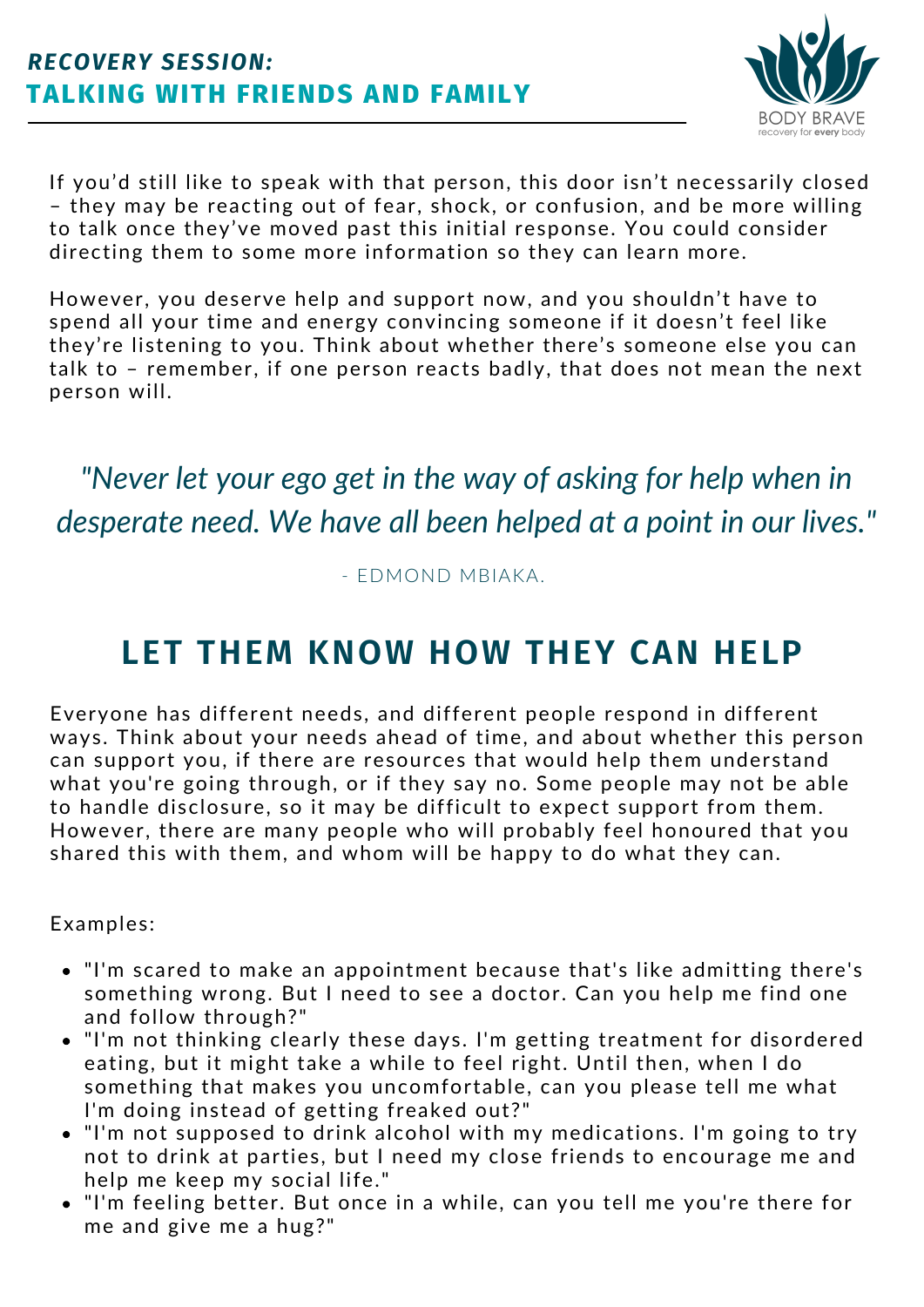If you'd still like to speak with that person, this door isn't necessarily closed – they may be reacting out of fear, shock, or confusion, and be more willing to talk once they've moved past this initial response. You could consider directing them to some more information so they can learn more.

However, you deserve help and support now, and you shouldn't have to spend all your time and energy convincing someone if it doesn't feel like they're listening to you. Think about whether there's someone else you can talk to – remember, if one person reacts badly, that does not mean the next person will.

> *"Never let your ego get in the way of asking for help when in desperate need. We have all been helped at a point in our lives."*
>
> \- EDMOND MBIAKA.

## LET THEM KNOW HOW THEY CAN HELP

Everyone has different needs, and different people respond in different ways. Think about your needs ahead of time, and about whether this person can support you, if there are resources that would help them understand what you're going through, or if they say no. Some people may not be able to handle disclosure, so it may be difficult to expect support from them. However, there are many people who will probably feel honoured that you shared this with them, and whom will be happy to do what they can.

Examples:

- "I'm scared to make an appointment because that's like admitting there's something wrong. But I need to see a doctor. Can you help me find one and follow through?"
- "I'm not thinking clearly these days. I'm getting treatment for disordered eating, but it might take a while to feel right. Until then, when I do something that makes you uncomfortable, can you please tell me what I'm doing instead of getting freaked out?"
- "I'm not supposed to drink alcohol with my medications. I'm going to try not to drink at parties, but I need my close friends to encourage me and help me keep my social life."
- "I'm feeling better. But once in a while, can you tell me you're there for me and give me a hug?"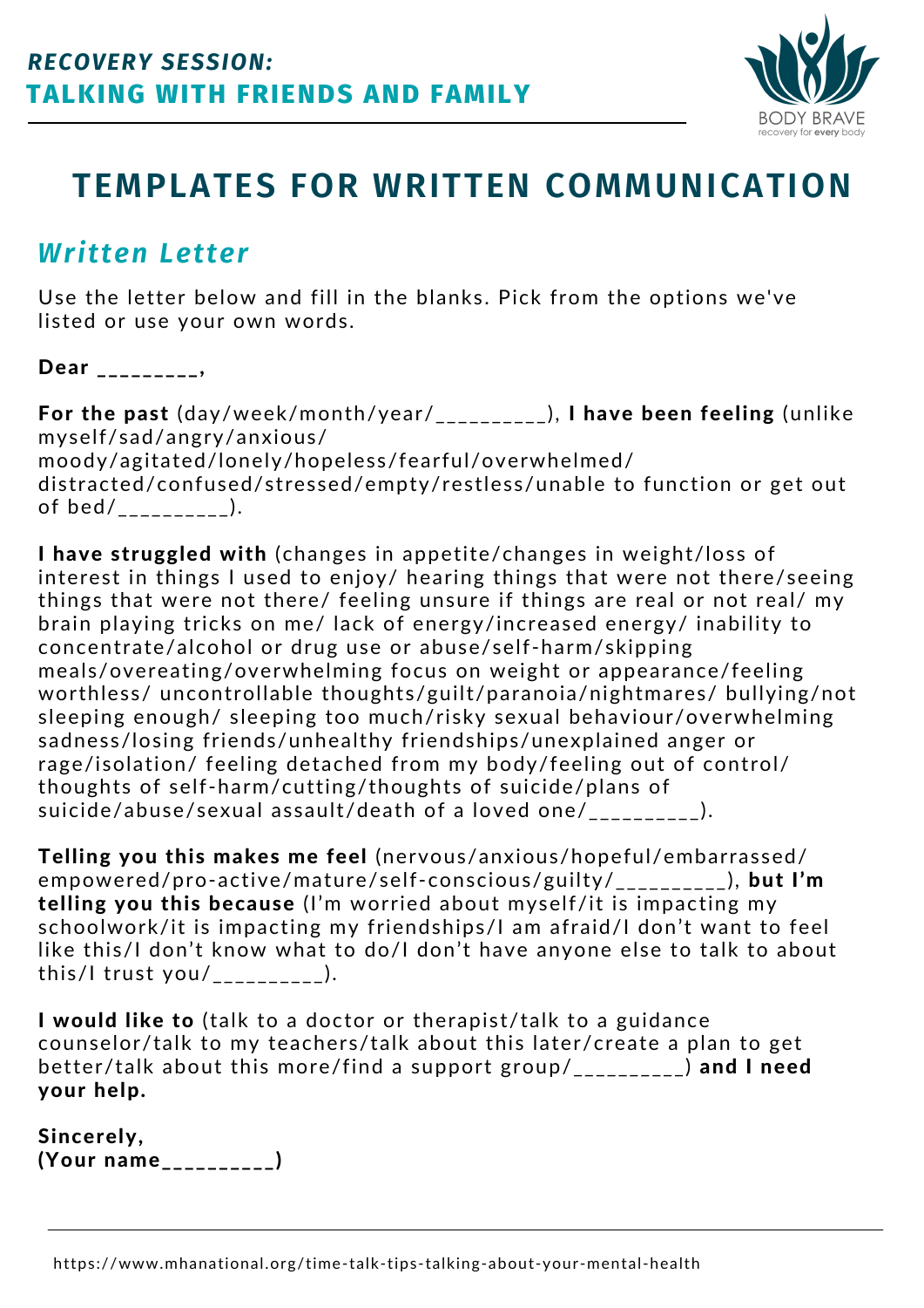**RECOVERY SESSION:**
**TALKING WITH FRIENDS AND FAMILY**

BODY BRAVE
recovery for **every** body

# TEMPLATES FOR WRITTEN COMMUNICATION

## *Written Letter*

Use the letter below and fill in the blanks. Pick from the options we've listed or use your own words.

**Dear _________,**

**For the past** (day/week/month/year/_________), **I have been feeling** (unlike myself/sad/angry/anxious/moody/agitated/lonely/hopeless/fearful/overwhelmed/distracted/confused/stressed/empty/restless/unable to function or get out of bed/_________).

**I have struggled with** (changes in appetite/changes in weight/loss of interest in things I used to enjoy/ hearing things that were not there/seeing things that were not there/ feeling unsure if things are real or not real/ my brain playing tricks on me/ lack of energy/increased energy/ inability to concentrate/alcohol or drug use or abuse/self-harm/skipping meals/overeating/overwhelming focus on weight or appearance/feeling worthless/ uncontrollable thoughts/guilt/paranoia/nightmares/ bullying/not sleeping enough/ sleeping too much/risky sexual behaviour/overwhelming sadness/losing friends/unhealthy friendships/unexplained anger or rage/isolation/ feeling detached from my body/feeling out of control/ thoughts of self-harm/cutting/thoughts of suicide/plans of suicide/abuse/sexual assault/death of a loved one/_________).

**Telling you this makes me feel** (nervous/anxious/hopeful/embarrassed/empowered/pro-active/mature/self-conscious/guilty/_________), **but I'm telling you this because** (I'm worried about myself/it is impacting my schoolwork/it is impacting my friendships/I am afraid/I don't want to feel like this/I don't know what to do/I don't have anyone else to talk to about this/I trust you/_________).

**I would like to** (talk to a doctor or therapist/talk to a guidance counselor/talk to my teachers/talk about this later/create a plan to get better/talk about this more/find a support group/_________) **and I need your help.**

**Sincerely,**
**(Your name_________)**

https://www.mhanational.org/time-talk-tips-talking-about-your-mental-health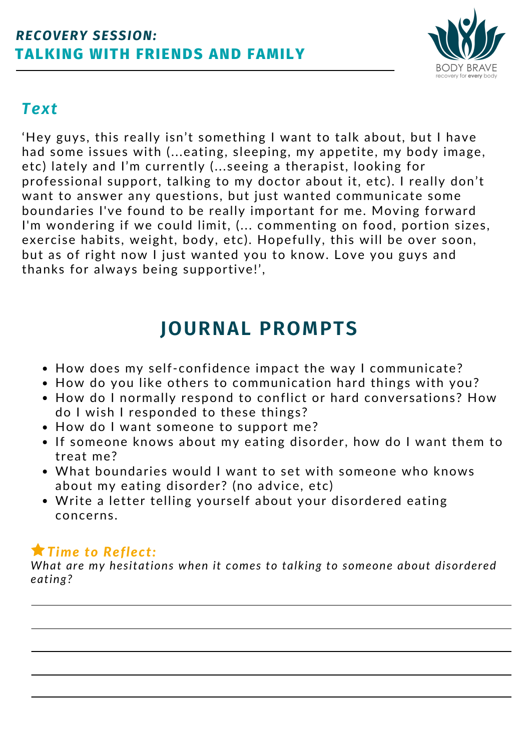## *RECOVERY SESSION:*
## TALKING WITH FRIENDS AND FAMILY

BODY BRAVE
recovery for **every** body

### *Text*

'Hey guys, this really isn't something I want to talk about, but I have had some issues with (...eating, sleeping, my appetite, my body image, etc) lately and I'm currently (...seeing a therapist, looking for professional support, talking to my doctor about it, etc). I really don't want to answer any questions, but just wanted communicate some boundaries I've found to be really important for me. Moving forward I'm wondering if we could limit, (... commenting on food, portion sizes, exercise habits, weight, body, etc). Hopefully, this will be over soon, but as of right now I just wanted you to know. Love you guys and thanks for always being supportive!',

## JOURNAL PROMPTS

- How does my self-confidence impact the way I communicate?
- How do you like others to communication hard things with you?
- How do I normally respond to conflict or hard conversations? How do I wish I responded to these things?
- How do I want someone to support me?
- If someone knows about my eating disorder, how do I want them to treat me?
- What boundaries would I want to set with someone who knows about my eating disorder? (no advice, etc)
- Write a letter telling yourself about your disordered eating concerns.

### ★*Time to Reflect:*

*What are my hesitations when it comes to talking to someone about disordered eating?*

______________________________________________

______________________________________________

______________________________________________

______________________________________________

______________________________________________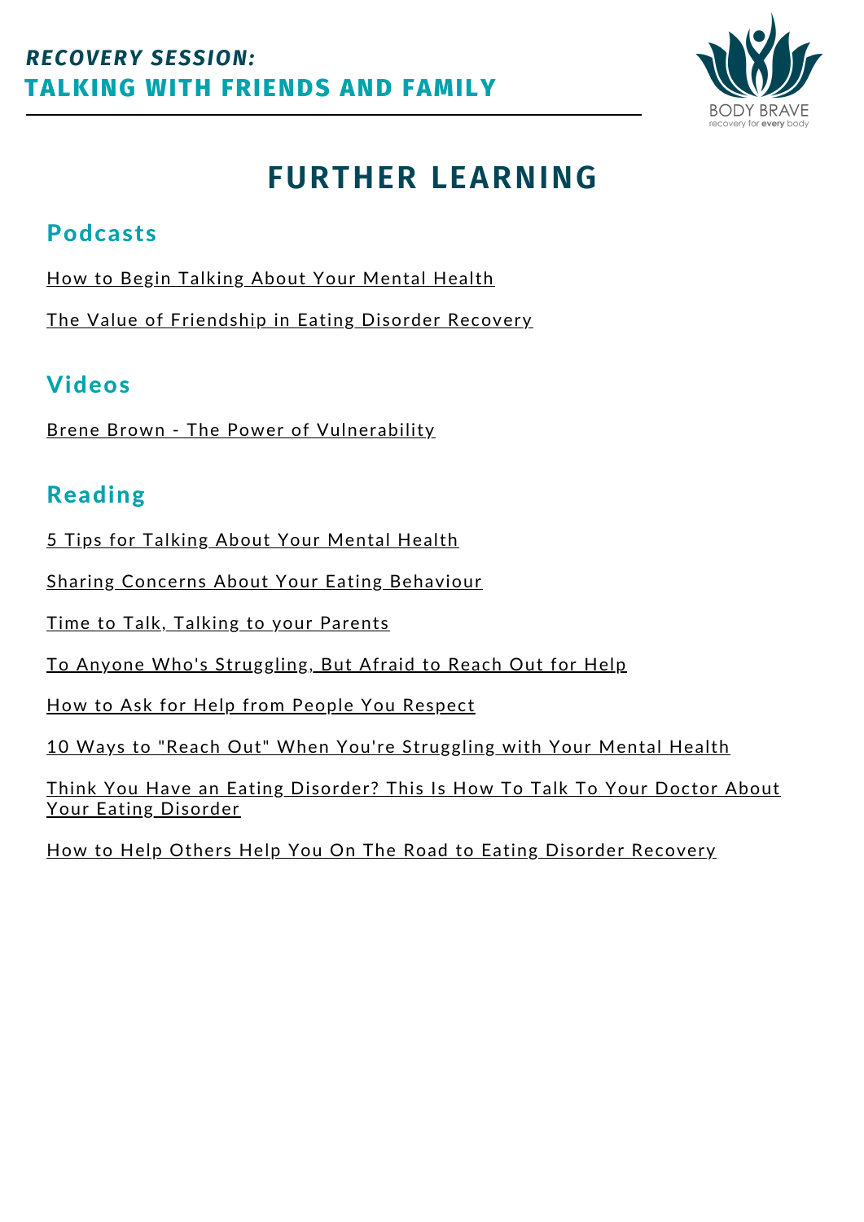# FURTHER LEARNING

## Podcasts

How to Begin Talking About Your Mental Health

The Value of Friendship in Eating Disorder Recovery

## Videos

Brene Brown - The Power of Vulnerability

## Reading

5 Tips for Talking About Your Mental Health

Sharing Concerns About Your Eating Behaviour

Time to Talk, Talking to your Parents

To Anyone Who's Struggling, But Afraid to Reach Out for Help

How to Ask for Help from People You Respect

10 Ways to "Reach Out" When You're Struggling with Your Mental Health

Think You Have an Eating Disorder? This Is How To Talk To Your Doctor About Your Eating Disorder

How to Help Others Help You On The Road to Eating Disorder Recovery